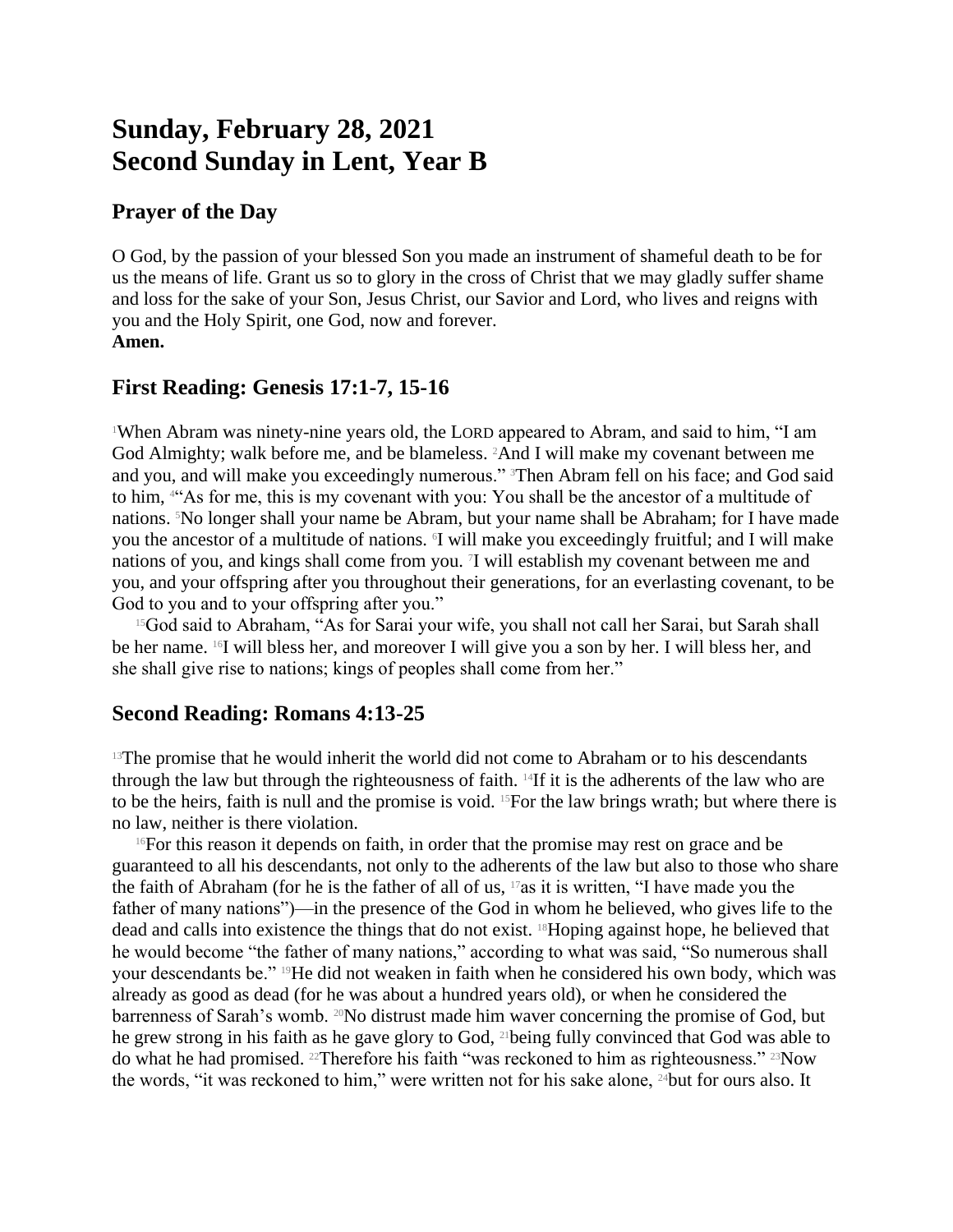# Sunday, February 28, 2021
# Second Sunday in Lent, Year B

## Prayer of the Day

O God, by the passion of your blessed Son you made an instrument of shameful death to be for us the means of life. Grant us so to glory in the cross of Christ that we may gladly suffer shame and loss for the sake of your Son, Jesus Christ, our Savior and Lord, who lives and reigns with you and the Holy Spirit, one God, now and forever.
**Amen.**

## First Reading: Genesis 17:1-7, 15-16

[1]When Abram was ninety-nine years old, the LORD appeared to Abram, and said to him, "I am God Almighty; walk before me, and be blameless. [2]And I will make my covenant between me and you, and will make you exceedingly numerous." [3]Then Abram fell on his face; and God said to him, [4]"As for me, this is my covenant with you: You shall be the ancestor of a multitude of nations. [5]No longer shall your name be Abram, but your name shall be Abraham; for I have made you the ancestor of a multitude of nations. [6]I will make you exceedingly fruitful; and I will make nations of you, and kings shall come from you. [7]I will establish my covenant between me and you, and your offspring after you throughout their generations, for an everlasting covenant, to be God to you and to your offspring after you."

[15]God said to Abraham, "As for Sarai your wife, you shall not call her Sarai, but Sarah shall be her name. [16]I will bless her, and moreover I will give you a son by her. I will bless her, and she shall give rise to nations; kings of peoples shall come from her."

## Second Reading: Romans 4:13-25

[13]The promise that he would inherit the world did not come to Abraham or to his descendants through the law but through the righteousness of faith. [14]If it is the adherents of the law who are to be the heirs, faith is null and the promise is void. [15]For the law brings wrath; but where there is no law, neither is there violation.

[16]For this reason it depends on faith, in order that the promise may rest on grace and be guaranteed to all his descendants, not only to the adherents of the law but also to those who share the faith of Abraham (for he is the father of all of us, [17]as it is written, "I have made you the father of many nations")—in the presence of the God in whom he believed, who gives life to the dead and calls into existence the things that do not exist. [18]Hoping against hope, he believed that he would become "the father of many nations," according to what was said, "So numerous shall your descendants be." [19]He did not weaken in faith when he considered his own body, which was already as good as dead (for he was about a hundred years old), or when he considered the barrenness of Sarah's womb. [20]No distrust made him waver concerning the promise of God, but he grew strong in his faith as he gave glory to God, [21]being fully convinced that God was able to do what he had promised. [22]Therefore his faith "was reckoned to him as righteousness." [23]Now the words, "it was reckoned to him," were written not for his sake alone, [24]but for ours also. It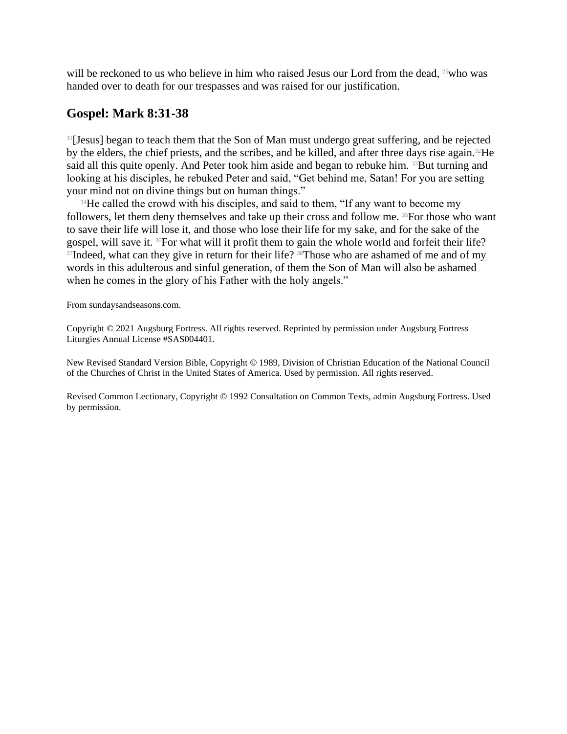will be reckoned to us who believe in him who raised Jesus our Lord from the dead, [25]who was handed over to death for our trespasses and was raised for our justification.

## Gospel: Mark 8:31-38

[31][Jesus] began to teach them that the Son of Man must undergo great suffering, and be rejected by the elders, the chief priests, and the scribes, and be killed, and after three days rise again.[32]He said all this quite openly. And Peter took him aside and began to rebuke him. [33]But turning and looking at his disciples, he rebuked Peter and said, "Get behind me, Satan! For you are setting your mind not on divine things but on human things."

[34]He called the crowd with his disciples, and said to them, "If any want to become my followers, let them deny themselves and take up their cross and follow me. [35]For those who want to save their life will lose it, and those who lose their life for my sake, and for the sake of the gospel, will save it. [36]For what will it profit them to gain the whole world and forfeit their life? [37]Indeed, what can they give in return for their life? [38]Those who are ashamed of me and of my words in this adulterous and sinful generation, of them the Son of Man will also be ashamed when he comes in the glory of his Father with the holy angels."

From sundaysandseasons.com.

Copyright © 2021 Augsburg Fortress. All rights reserved. Reprinted by permission under Augsburg Fortress Liturgies Annual License #SAS004401.

New Revised Standard Version Bible, Copyright © 1989, Division of Christian Education of the National Council of the Churches of Christ in the United States of America. Used by permission. All rights reserved.

Revised Common Lectionary, Copyright © 1992 Consultation on Common Texts, admin Augsburg Fortress. Used by permission.